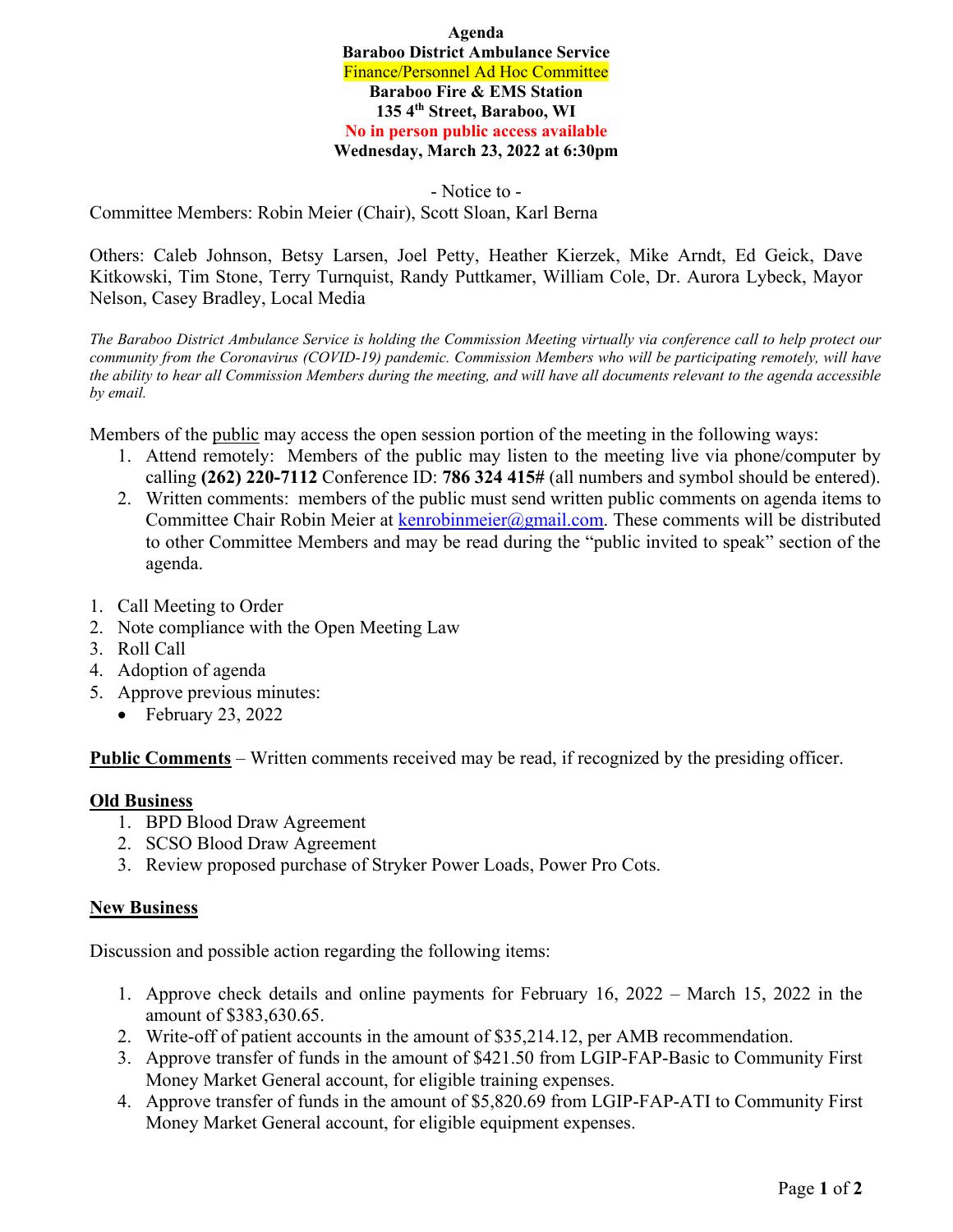**Agenda**
**Baraboo District Ambulance Service**
Finance/Personnel Ad Hoc Committee
**Baraboo Fire & EMS Station**
**135 4th Street, Baraboo, WI**
**No in person public access available**
**Wednesday, March 23, 2022 at 6:30pm**

- Notice to -

Committee Members: Robin Meier (Chair), Scott Sloan, Karl Berna

Others: Caleb Johnson, Betsy Larsen, Joel Petty, Heather Kierzek, Mike Arndt, Ed Geick, Dave Kitkowski, Tim Stone, Terry Turnquist, Randy Puttkamer, William Cole, Dr. Aurora Lybeck, Mayor Nelson, Casey Bradley, Local Media

*The Baraboo District Ambulance Service is holding the Commission Meeting virtually via conference call to help protect our community from the Coronavirus (COVID-19) pandemic. Commission Members who will be participating remotely, will have the ability to hear all Commission Members during the meeting, and will have all documents relevant to the agenda accessible by email.*

Members of the public may access the open session portion of the meeting in the following ways:

1. Attend remotely: Members of the public may listen to the meeting live via phone/computer by calling **(262) 220-7112** Conference ID: **786 324 415#** (all numbers and symbol should be entered).
2. Written comments: members of the public must send written public comments on agenda items to Committee Chair Robin Meier at kenrobinmeier@gmail.com. These comments will be distributed to other Committee Members and may be read during the "public invited to speak" section of the agenda.

1. Call Meeting to Order
2. Note compliance with the Open Meeting Law
3. Roll Call
4. Adoption of agenda
5. Approve previous minutes:
   - February 23, 2022

**Public Comments** – Written comments received may be read, if recognized by the presiding officer.

**Old Business**

1. BPD Blood Draw Agreement
2. SCSO Blood Draw Agreement
3. Review proposed purchase of Stryker Power Loads, Power Pro Cots.

**New Business**

Discussion and possible action regarding the following items:

1. Approve check details and online payments for February 16, 2022 – March 15, 2022 in the amount of $383,630.65.
2. Write-off of patient accounts in the amount of $35,214.12, per AMB recommendation.
3. Approve transfer of funds in the amount of $421.50 from LGIP-FAP-Basic to Community First Money Market General account, for eligible training expenses.
4. Approve transfer of funds in the amount of $5,820.69 from LGIP-FAP-ATI to Community First Money Market General account, for eligible equipment expenses.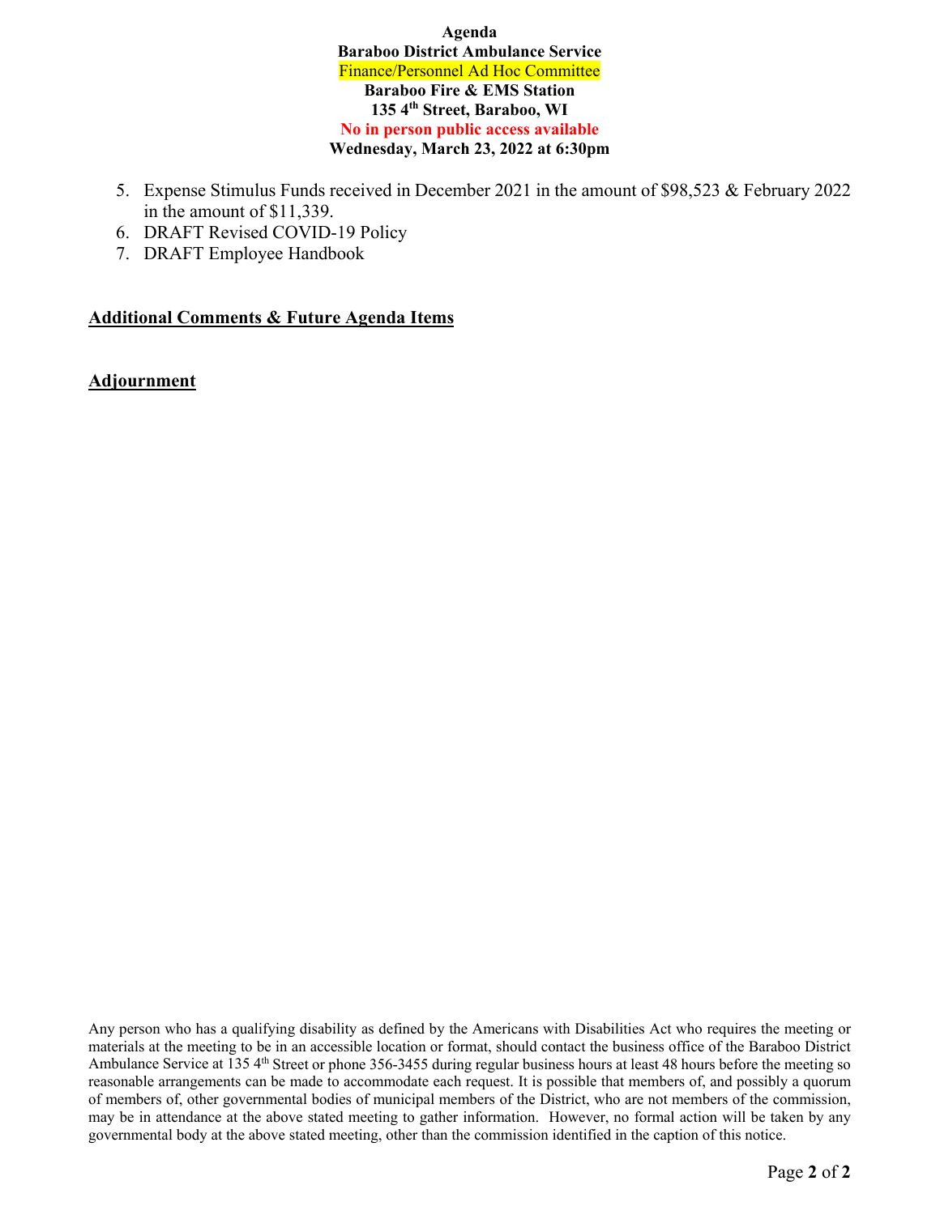**Agenda**
**Baraboo District Ambulance Service**
Finance/Personnel Ad Hoc Committee
**Baraboo Fire & EMS Station**
**135 4th Street, Baraboo, WI**
**No in person public access available**
**Wednesday, March 23, 2022 at 6:30pm**

5. Expense Stimulus Funds received in December 2021 in the amount of $98,523 & February 2022 in the amount of $11,339.
6. DRAFT Revised COVID-19 Policy
7. DRAFT Employee Handbook

**Additional Comments & Future Agenda Items**

**Adjournment**

Any person who has a qualifying disability as defined by the Americans with Disabilities Act who requires the meeting or materials at the meeting to be in an accessible location or format, should contact the business office of the Baraboo District Ambulance Service at 135 4th Street or phone 356-3455 during regular business hours at least 48 hours before the meeting so reasonable arrangements can be made to accommodate each request. It is possible that members of, and possibly a quorum of members of, other governmental bodies of municipal members of the District, who are not members of the commission, may be in attendance at the above stated meeting to gather information. However, no formal action will be taken by any governmental body at the above stated meeting, other than the commission identified in the caption of this notice.